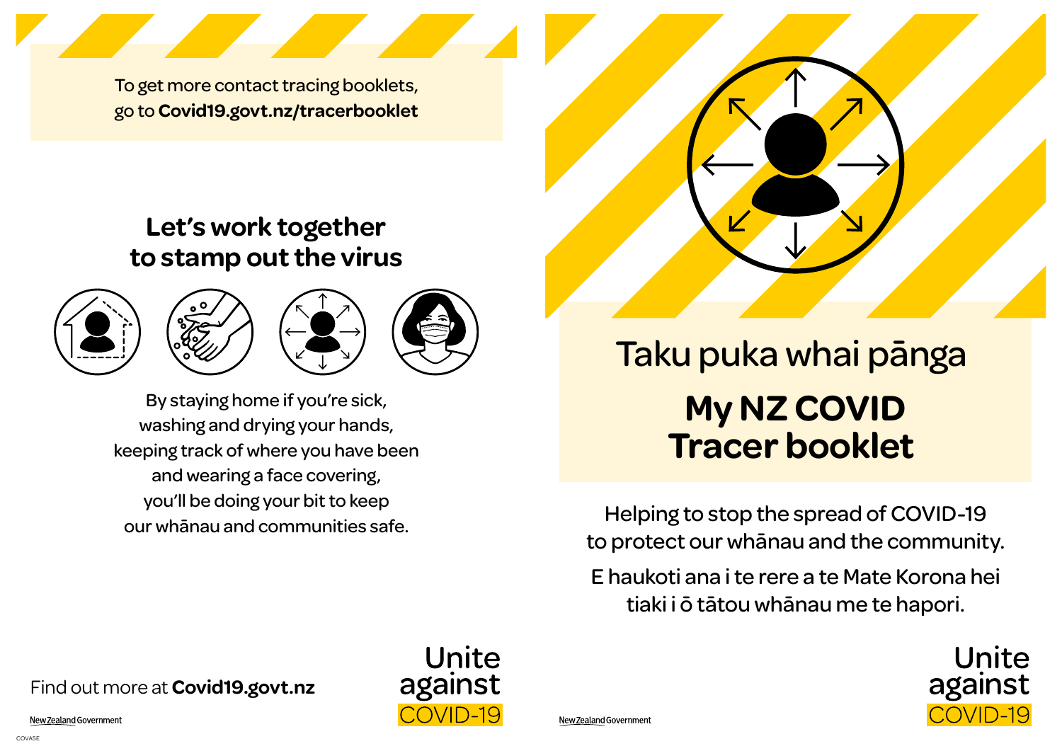To get more contact tracing booklets, go to **Covid19.govt.nz/tracerbooklet**

## Let's work together to stamp out the virus

By staying home if you're sick, washing and drying your hands, keeping track of where you have been and wearing a face covering, you'll be doing your bit to keep our whānau and communities safe.

Find out more at **Covid19.govt.nz**

New Zealand Government

Unite against COVID-19

COVASE

# Taku puka whai pānga

# My NZ COVID Tracer booklet

Helping to stop the spread of COVID-19 to protect our whānau and the community.

E haukoti ana i te rere a te Mate Korona hei tiaki i ō tātou whānau me te hapori.

New Zealand Government

Unite against COVID-19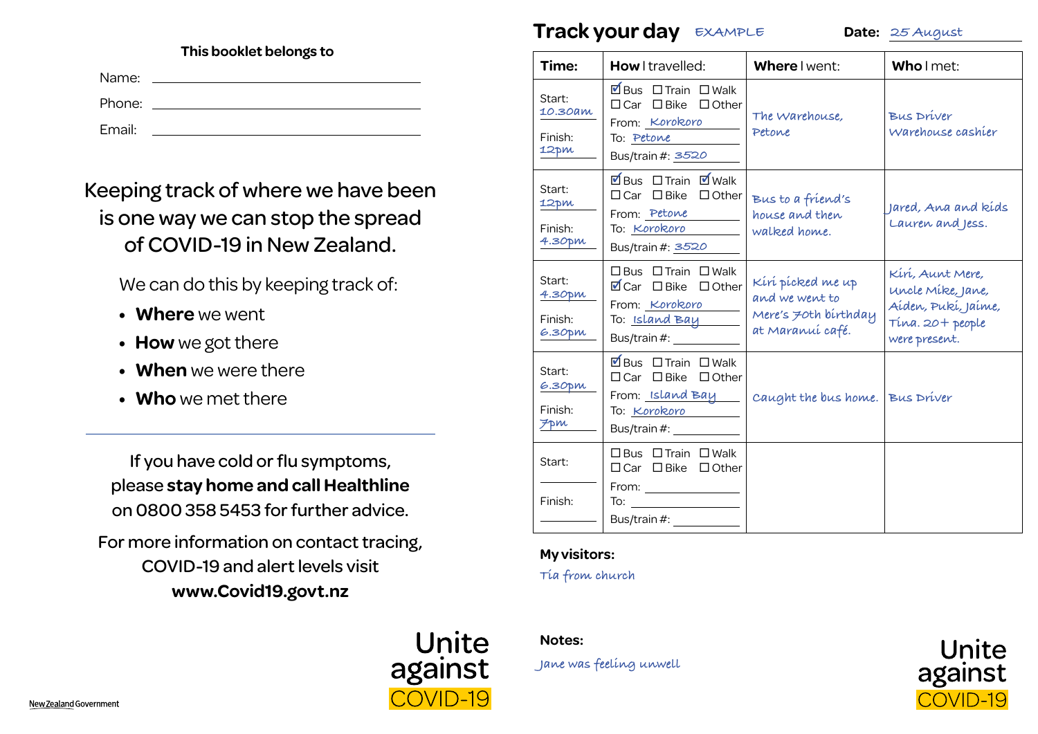This booklet belongs to

Name: ____________________

Phone: ____________________

Email: ____________________

## Keeping track of where we have been is one way we can stop the spread of COVID-19 in New Zealand.

We can do this by keeping track of:

- **Where** we went
- **How** we got there
- **When** we were there
- **Who** we met there

---

If you have cold or flu symptoms, please **stay home and call Healthline** on 0800 358 5453 for further advice.

For more information on contact tracing, COVID-19 and alert levels visit **www.Covid19.govt.nz**

Unite against COVID-19

New Zealand Government

# Track your day EXAMPLE

**Date:** 25 August

| **Time:** | **How** I travelled: | **Where** I went: | **Who** I met: |
|---|---|---|---|
| Start: 10.30am<br>Finish: 12pm | ☑ Bus ☐ Train ☐ Walk ☐ Car ☐ Bike ☐ Other<br>From: Korokoro<br>To: Petone<br>Bus/train #: 3520 | The Warehouse, Petone | Bus Driver<br>Warehouse cashier |
| Start: 12pm<br>Finish: 4.30pm | ☑ Bus ☐ Train ☑ Walk ☐ Car ☐ Bike ☐ Other<br>From: Petone<br>To: Korokoro<br>Bus/train #: 3520 | Bus to a friend's house and then walked home. | Jared, Ana and kids Lauren and Jess. |
| Start: 4.30pm<br>Finish: 6.30pm | ☐ Bus ☐ Train ☐ Walk ☑ Car ☐ Bike ☐ Other<br>From: Korokoro<br>To: Island Bay<br>Bus/train #: | Kiri picked me up and we went to Mere's 70th birthday at Maranui café. | Kiri, Aunt Mere, Uncle Mike, Jane, Aiden, Puki, Jaime, Tina. 20+ people were present. |
| Start: 6.30pm<br>Finish: 7pm | ☑ Bus ☐ Train ☐ Walk ☐ Car ☐ Bike ☐ Other<br>From: Island Bay<br>To: Korokoro<br>Bus/train #: | Caught the bus home. | Bus Driver |
| Start:<br>Finish: | ☐ Bus ☐ Train ☐ Walk ☐ Car ☐ Bike ☐ Other<br>From:<br>To:<br>Bus/train #: | | |

**My visitors:**

Tia from church

**Notes:**

Jane was feeling unwell

Unite against COVID-19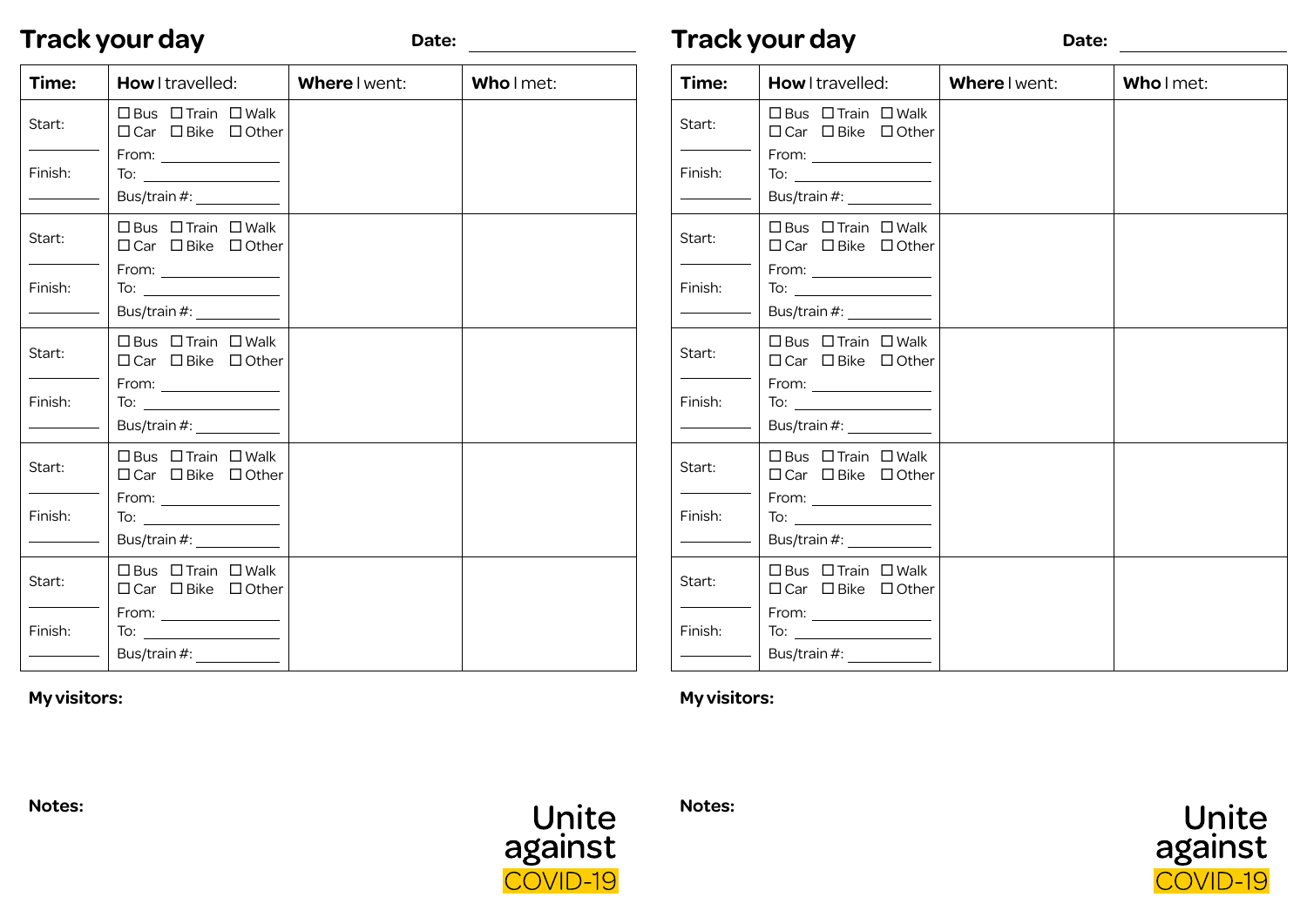## Track your day

**Date:** ______________

| **Time:** | **How** I travelled: | **Where** I went: | **Who** I met: |
|---|---|---|---|
| Start: ______ Finish: ______ | ☐ Bus ☐ Train ☐ Walk ☐ Car ☐ Bike ☐ Other From: ______ To: ______ Bus/train #: ______ | | |
| Start: ______ Finish: ______ | ☐ Bus ☐ Train ☐ Walk ☐ Car ☐ Bike ☐ Other From: ______ To: ______ Bus/train #: ______ | | |
| Start: ______ Finish: ______ | ☐ Bus ☐ Train ☐ Walk ☐ Car ☐ Bike ☐ Other From: ______ To: ______ Bus/train #: ______ | | |
| Start: ______ Finish: ______ | ☐ Bus ☐ Train ☐ Walk ☐ Car ☐ Bike ☐ Other From: ______ To: ______ Bus/train #: ______ | | |
| Start: ______ Finish: ______ | ☐ Bus ☐ Train ☐ Walk ☐ Car ☐ Bike ☐ Other From: ______ To: ______ Bus/train #: ______ | | |

**My visitors:**

**Notes:**

Unite against COVID-19

## Track your day

**Date:** ______________

| **Time:** | **How** I travelled: | **Where** I went: | **Who** I met: |
|---|---|---|---|
| Start: ______ Finish: ______ | ☐ Bus ☐ Train ☐ Walk ☐ Car ☐ Bike ☐ Other From: ______ To: ______ Bus/train #: ______ | | |
| Start: ______ Finish: ______ | ☐ Bus ☐ Train ☐ Walk ☐ Car ☐ Bike ☐ Other From: ______ To: ______ Bus/train #: ______ | | |
| Start: ______ Finish: ______ | ☐ Bus ☐ Train ☐ Walk ☐ Car ☐ Bike ☐ Other From: ______ To: ______ Bus/train #: ______ | | |
| Start: ______ Finish: ______ | ☐ Bus ☐ Train ☐ Walk ☐ Car ☐ Bike ☐ Other From: ______ To: ______ Bus/train #: ______ | | |
| Start: ______ Finish: ______ | ☐ Bus ☐ Train ☐ Walk ☐ Car ☐ Bike ☐ Other From: ______ To: ______ Bus/train #: ______ | | |

**My visitors:**

**Notes:**

Unite against COVID-19